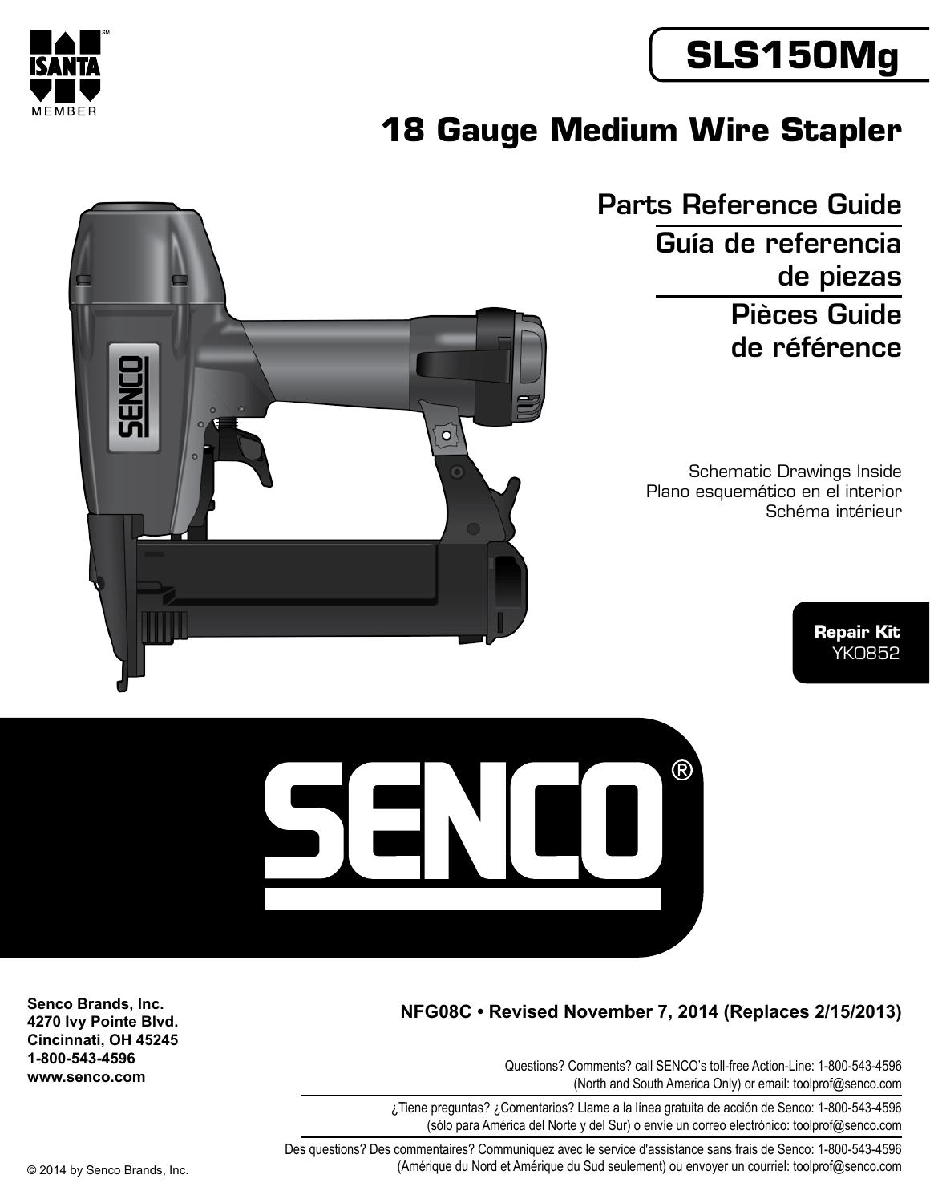ISANTA MEMBER

# SLS150Mg

## 18 Gauge Medium Wire Stapler

### Parts Reference Guide

### Guía de referencia de piezas

### Pièces Guide de référence

Schematic Drawings Inside
Plano esquemático en el interior
Schéma intérieur

**Repair Kit**
YK0852

SENCO®

**Senco Brands, Inc.**
**4270 Ivy Pointe Blvd.**
**Cincinnati, OH 45245**
**1-800-543-4596**
**www.senco.com**

**NFG08C • Revised November 7, 2014 (Replaces 2/15/2013)**

Questions? Comments? call SENCO's toll-free Action-Line: 1-800-543-4596 (North and South America Only) or email: toolprof@senco.com

¿Tiene preguntas? ¿Comentarios? Llame a la línea gratuita de acción de Senco: 1-800-543-4596 (sólo para América del Norte y del Sur) o envíe un correo electrónico: toolprof@senco.com

Des questions? Des commentaires? Communiquez avec le service d'assistance sans frais de Senco: 1-800-543-4596 (Amérique du Nord et Amérique du Sud seulement) ou envoyer un courriel: toolprof@senco.com

© 2014 by Senco Brands, Inc.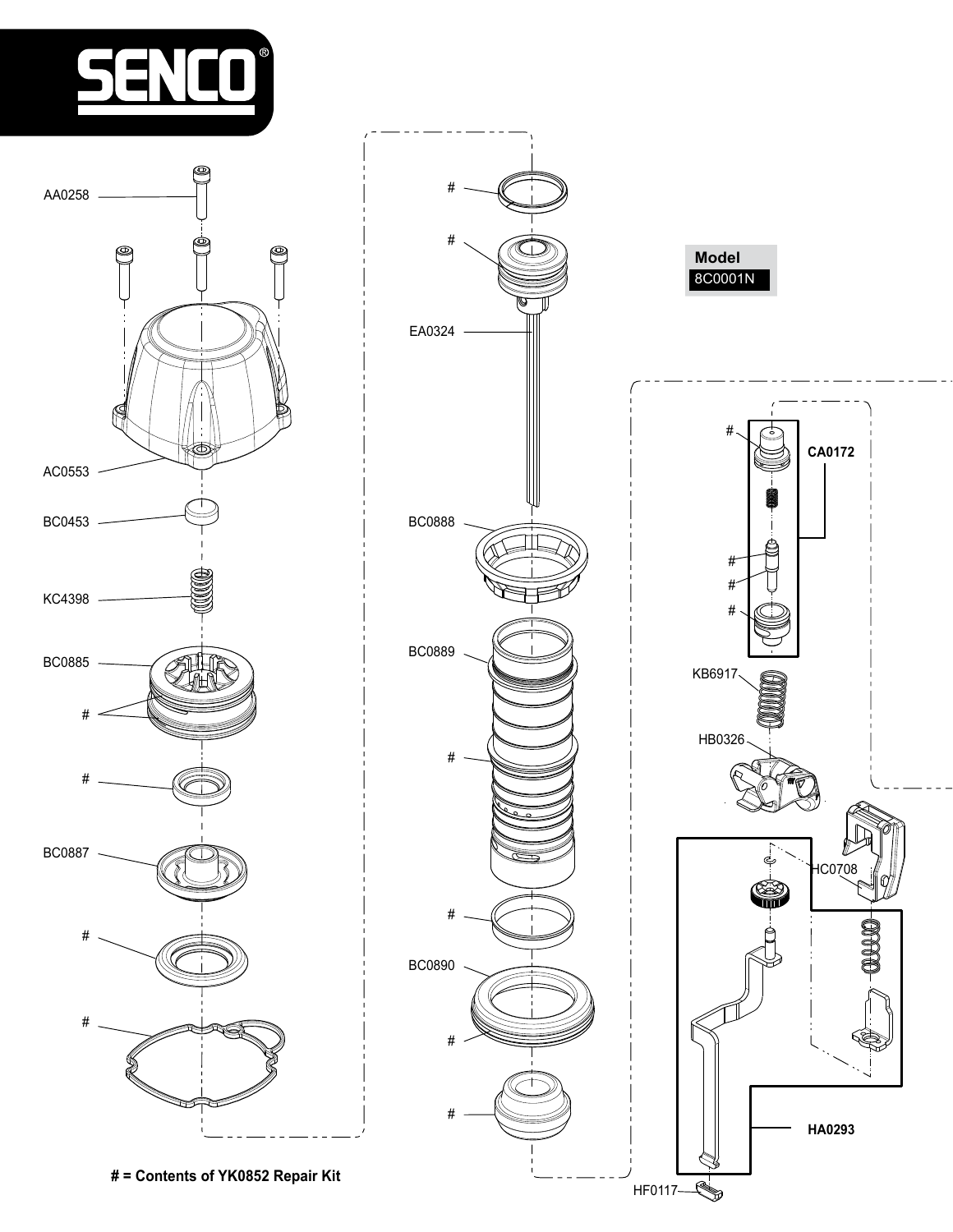SENCO®

Model
8C0001N

AA0258

AC0553

BC0453

KC4398

BC0885

#

#

BC0887

#

#

#

#

EA0324

BC0888

BC0889

#

#

BC0890

#

#

#

CA0172

#

#

#

KB6917

HB0326

HC0708

HA0293

HF0117

**# = Contents of YK0852 Repair Kit**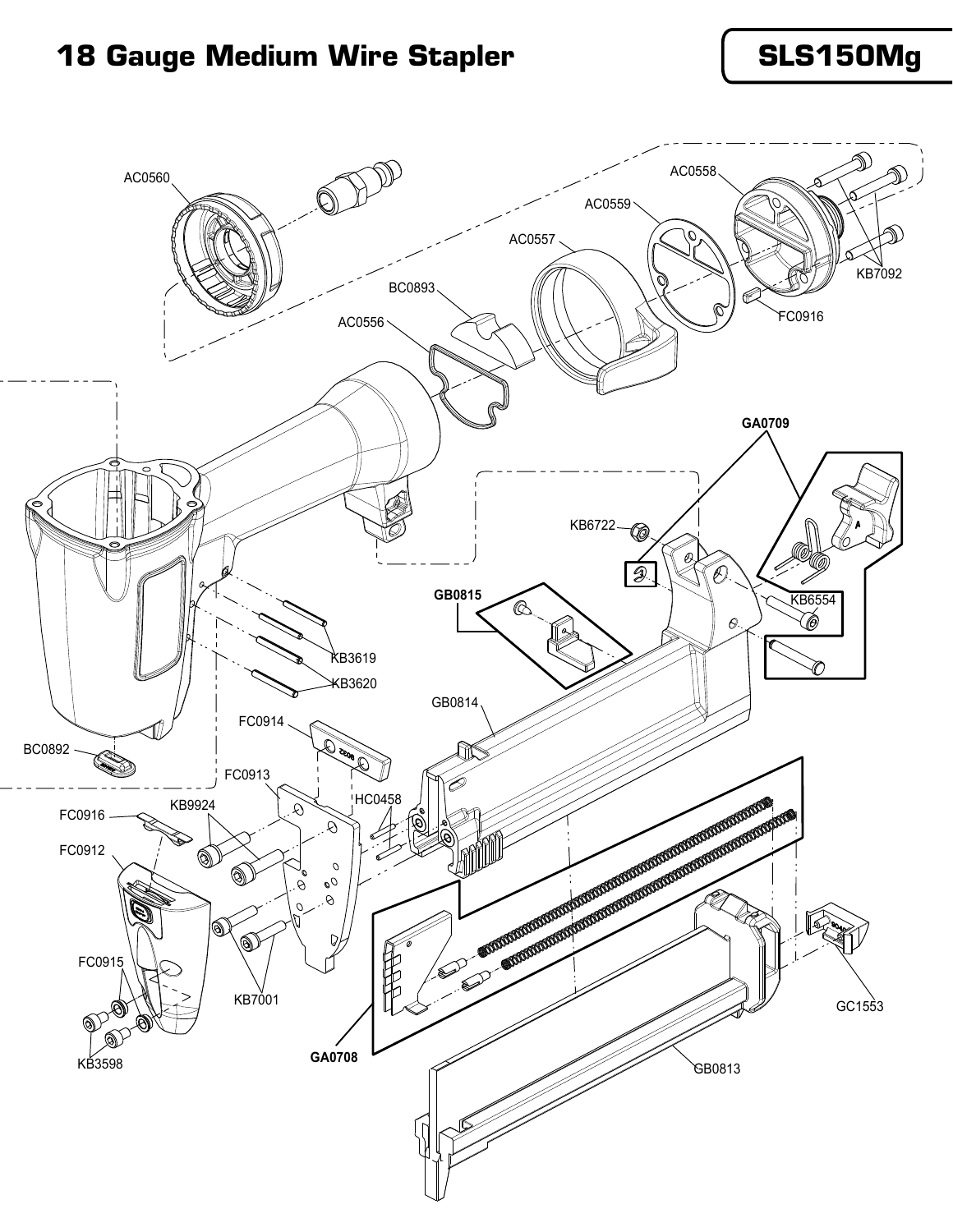# 18 Gauge Medium Wire Stapler

## SLS150Mg

AC0560
AC0558
AC0559
AC0557
BC0893
AC0556
KB7092
FC0916
GA0709
KB6722
GB0815
KB6554
KB3619
KB3620
GB0814
FC0914
BC0892
FC0913
HC0458
FC0916
KB9924
FC0912
FC0915
KB7001
KB3598
GA0708
GC1553
GB0813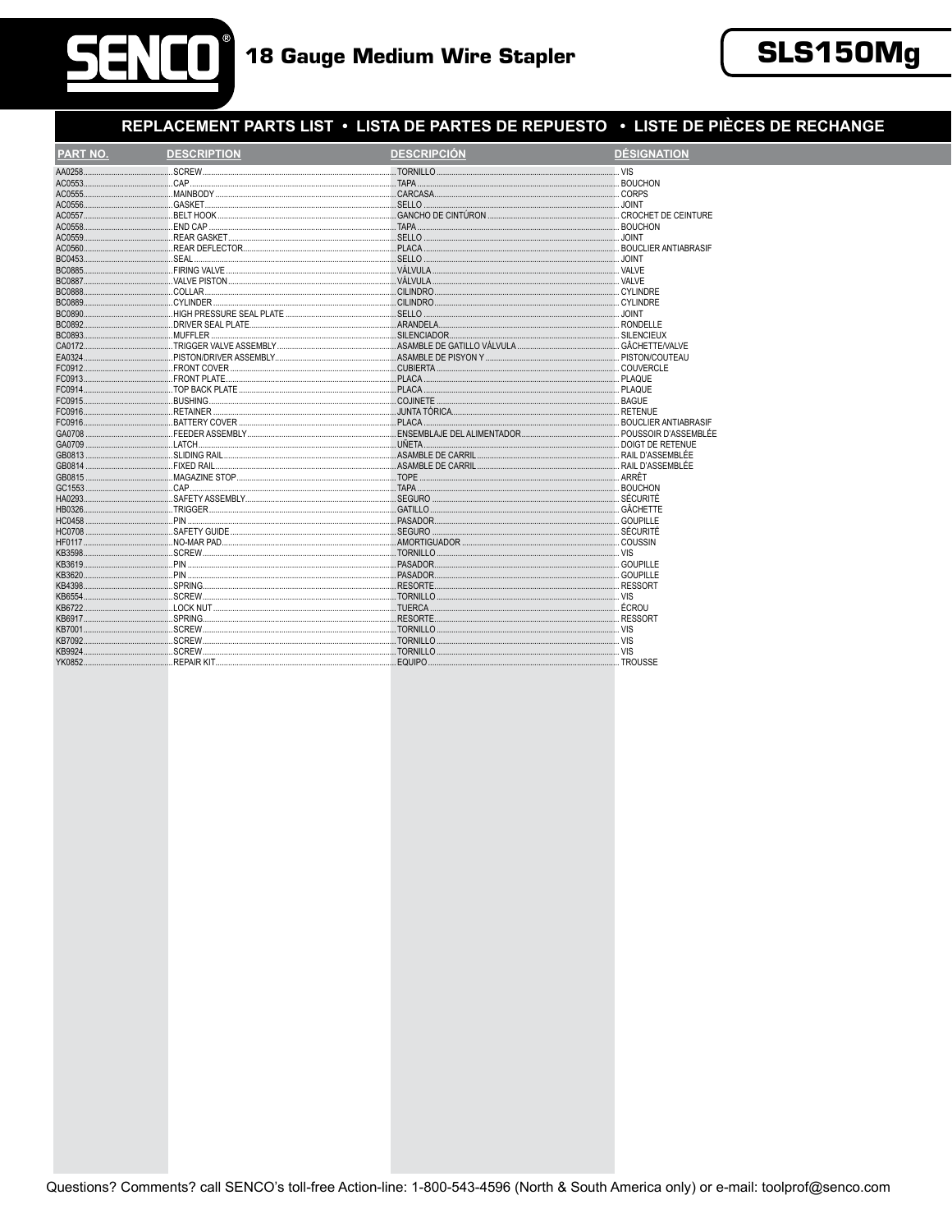# SENCO® 18 Gauge Medium Wire Stapler

## SLS150Mg

## REPLACEMENT PARTS LIST • LISTA DE PARTES DE REPUESTO • LISTE DE PIÈCES DE RECHANGE

| PART NO. | DESCRIPTION | DESCRIPCIÓN | DÉSIGNATION |
|---|---|---|---|
| AA0258 | SCREW | TORNILLO | VIS |
| AC0553 | CAP | TAPA | BOUCHON |
| AC0555 | MAINBODY | CARCASA | CORPS |
| AC0556 | GASKET | SELLO | JOINT |
| AC0557 | BELT HOOK | GANCHO DE CINTÚRON | CROCHET DE CEINTURE |
| AC0558 | END CAP | TAPA | BOUCHON |
| AC0559 | REAR GASKET | SELLO | JOINT |
| AC0560 | REAR DEFLECTOR | PLACA | BOUCLIER ANTIABRASIF |
| BC0453 | SEAL | SELLO | JOINT |
| BC0885 | FIRING VALVE | VÁLVULA | VALVE |
| BC0887 | VALVE PISTON | VÁLVULA | VALVE |
| BC0888 | COLLAR | CILINDRO | CYLINDRE |
| BC0889 | CYLINDER | CILINDRO | CYLINDRE |
| BC0890 | HIGH PRESSURE SEAL PLATE | SELLO | JOINT |
| BC0892 | DRIVER SEAL PLATE | ARANDELA | RONDELLE |
| BC0893 | MUFFLER | SILENCIADOR | SILENCIEUX |
| CA0172 | TRIGGER VALVE ASSEMBLY | ASAMBLE DE GATILLO VÁLVULA | GÂCHETTE/VALVE |
| EA0324 | PISTON/DRIVER ASSEMBLY | ASAMBLE DE PISYON Y | PISTON/COUTEAU |
| FC0912 | FRONT COVER | CUBIERTA | COUVERCLE |
| FC0913 | FRONT PLATE | PLACA | PLAQUE |
| FC0914 | TOP BACK PLATE | PLACA | PLAQUE |
| FC0915 | BUSHING | COJINETE | BAGUE |
| FC0916 | RETAINER | JUNTA TÓRICA | RETENUE |
| FC0916 | BATTERY COVER | PLACA | BOUCLIER ANTIABRASIF |
| GA0708 | FEEDER ASSEMBLY | ENSEMBLAJE DEL ALIMENTADOR | POUSSOIR D'ASSEMBLÉE |
| GA0709 | LATCH | UÑETA | DOIGT DE RETENUE |
| GB0813 | SLIDING RAIL | ASAMBLE DE CARRIL | RAIL D'ASSEMBLÉE |
| GB0814 | FIXED RAIL | ASAMBLE DE CARRIL | RAIL D'ASSEMBLÉE |
| GB0815 | MAGAZINE STOP | TOPE | ARRÊT |
| GC1553 | CAP | TAPA | BOUCHON |
| HA0293 | SAFETY ASSEMBLY | SEGURO | SÉCURITÉ |
| HB0326 | TRIGGER | GATILLO | GÂCHETTE |
| HC0458 | PIN | PASADOR | GOUPILLE |
| HC0708 | SAFETY GUIDE | SEGURO | SÉCURITÉ |
| HF0117 | NO-MAR PAD | AMORTIGUADOR | COUSSIN |
| KB3598 | SCREW | TORNILLO | VIS |
| KB3619 | PIN | PASADOR | GOUPILLE |
| KB3620 | PIN | PASADOR | GOUPILLE |
| KB4398 | SPRING | RESORTE | RESSORT |
| KB6554 | SCREW | TORNILLO | VIS |
| KB6722 | LOCK NUT | TUERCA | ÉCROU |
| KB6917 | SPRING | RESORTE | RESSORT |
| KB7001 | SCREW | TORNILLO | VIS |
| KB7092 | SCREW | TORNILLO | VIS |
| KB9924 | SCREW | TORNILLO | VIS |
| YK0852 | REPAIR KIT | EQUIPO | TROUSSE |

Questions? Comments? call SENCO's toll-free Action-line: 1-800-543-4596 (North & South America only) or e-mail: toolprof@senco.com